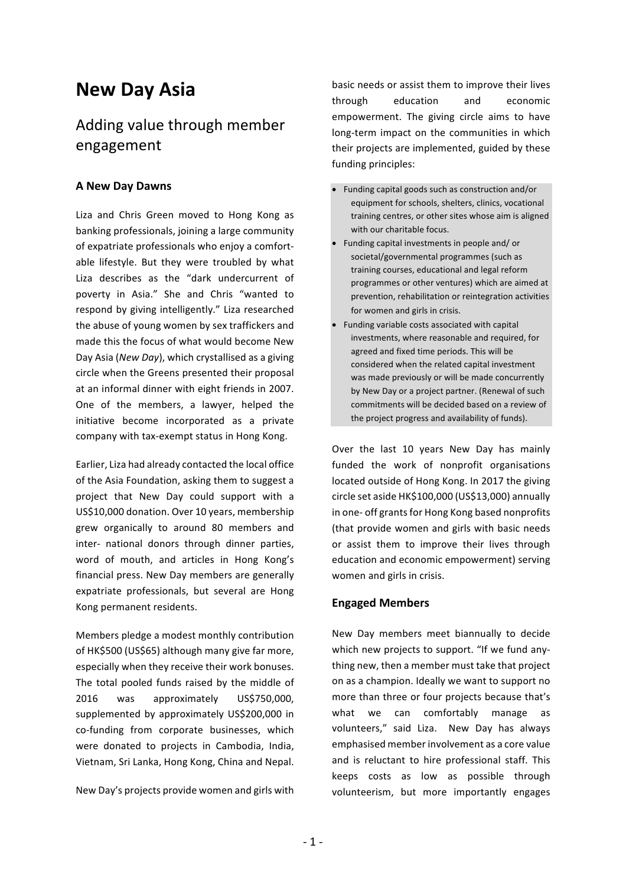# New Day Asia

## Adding value through member engagement

### A New Day Dawns

Liza and Chris Green moved to Hong Kong as banking professionals, joining a large community of expatriate professionals who enjoy a comfortable lifestyle. But they were troubled by what Liza describes as the "dark undercurrent of poverty in Asia." She and Chris "wanted to respond by giving intelligently." Liza researched the abuse of young women by sex traffickers and made this the focus of what would become New Day Asia (*New Day*), which crystallised as a giving circle when the Greens presented their proposal at an informal dinner with eight friends in 2007. One of the members, a lawyer, helped the initiative become incorporated as a private company with tax-exempt status in Hong Kong.

Earlier, Liza had already contacted the local office of the Asia Foundation, asking them to suggest a project that New Day could support with a US$10,000 donation. Over 10 years, membership grew organically to around 80 members and international donors through dinner parties, word of mouth, and articles in Hong Kong's financial press. New Day members are generally expatriate professionals, but several are Hong Kong permanent residents.

Members pledge a modest monthly contribution of HK$500 (US$65) although many give far more, especially when they receive their work bonuses. The total pooled funds raised by the middle of 2016 was approximately US$750,000, supplemented by approximately US$200,000 in co-funding from corporate businesses, which were donated to projects in Cambodia, India, Vietnam, Sri Lanka, Hong Kong, China and Nepal.

New Day's projects provide women and girls with basic needs or assist them to improve their lives through education and economic empowerment. The giving circle aims to have long-term impact on the communities in which their projects are implemented, guided by these funding principles:

- Funding capital goods such as construction and/or equipment for schools, shelters, clinics, vocational training centres, or other sites whose aim is aligned with our charitable focus.
- Funding capital investments in people and/ or societal/governmental programmes (such as training courses, educational and legal reform programmes or other ventures) which are aimed at prevention, rehabilitation or reintegration activities for women and girls in crisis.
- Funding variable costs associated with capital investments, where reasonable and required, for agreed and fixed time periods. This will be considered when the related capital investment was made previously or will be made concurrently by New Day or a project partner. (Renewal of such commitments will be decided based on a review of the project progress and availability of funds).

Over the last 10 years New Day has mainly funded the work of nonprofit organisations located outside of Hong Kong. In 2017 the giving circle set aside HK$100,000 (US$13,000) annually in one- off grants for Hong Kong based nonprofits (that provide women and girls with basic needs or assist them to improve their lives through education and economic empowerment) serving women and girls in crisis.

### Engaged Members

New Day members meet biannually to decide which new projects to support. "If we fund anything new, then a member must take that project on as a champion. Ideally we want to support no more than three or four projects because that's what we can comfortably manage as volunteers," said Liza. New Day has always emphasised member involvement as a core value and is reluctant to hire professional staff. This keeps costs as low as possible through volunteerism, but more importantly engages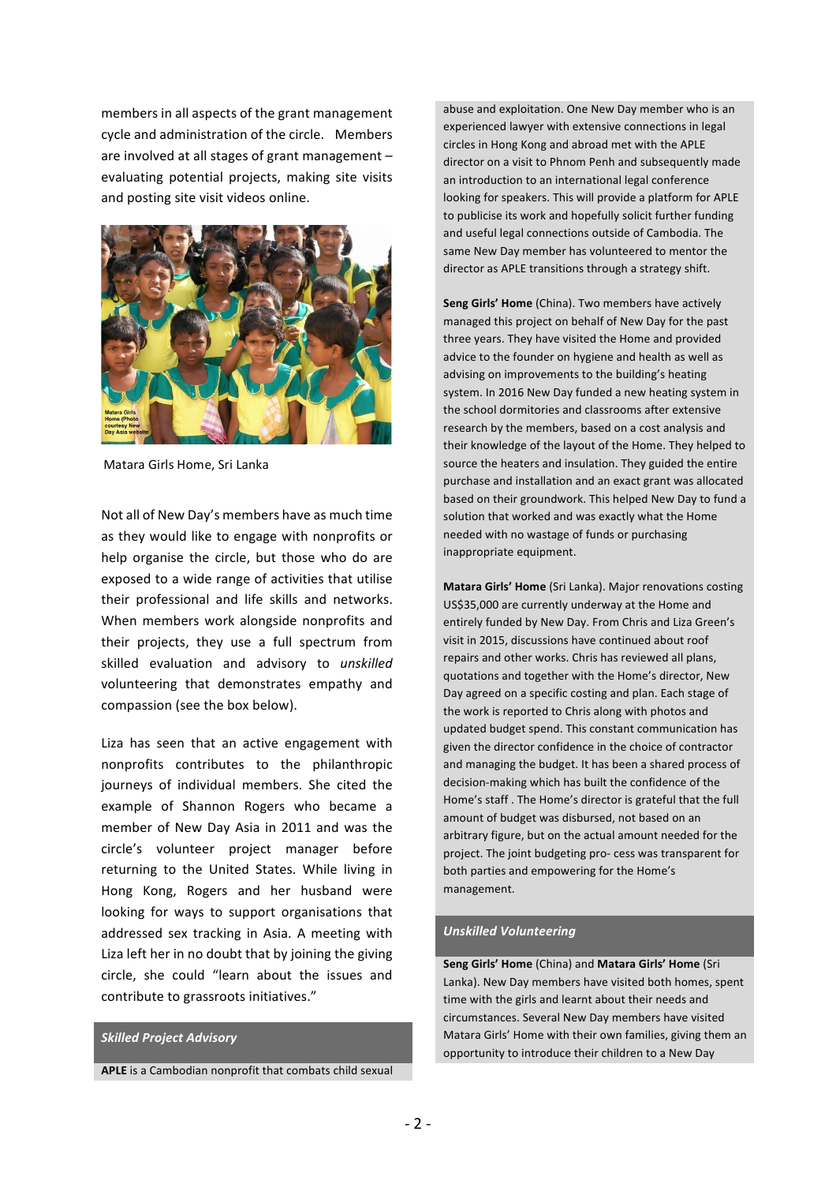members in all aspects of the grant management cycle and administration of the circle. Members are involved at all stages of grant management – evaluating potential projects, making site visits and posting site visit videos online.

Matara Girls Home, Sri Lanka

Not all of New Day's members have as much time as they would like to engage with nonprofits or help organise the circle, but those who do are exposed to a wide range of activities that utilise their professional and life skills and networks. When members work alongside nonprofits and their projects, they use a full spectrum from skilled evaluation and advisory to *unskilled* volunteering that demonstrates empathy and compassion (see the box below).

Liza has seen that an active engagement with nonprofits contributes to the philanthropic journeys of individual members. She cited the example of Shannon Rogers who became a member of New Day Asia in 2011 and was the circle's volunteer project manager before returning to the United States. While living in Hong Kong, Rogers and her husband were looking for ways to support organisations that addressed sex tracking in Asia. A meeting with Liza left her in no doubt that by joining the giving circle, she could "learn about the issues and contribute to grassroots initiatives."

### *Skilled Project Advisory*

**APLE** is a Cambodian nonprofit that combats child sexual abuse and exploitation. One New Day member who is an experienced lawyer with extensive connections in legal circles in Hong Kong and abroad met with the APLE director on a visit to Phnom Penh and subsequently made an introduction to an international legal conference looking for speakers. This will provide a platform for APLE to publicise its work and hopefully solicit further funding and useful legal connections outside of Cambodia. The same New Day member has volunteered to mentor the director as APLE transitions through a strategy shift.

**Seng Girls' Home** (China). Two members have actively managed this project on behalf of New Day for the past three years. They have visited the Home and provided advice to the founder on hygiene and health as well as advising on improvements to the building's heating system. In 2016 New Day funded a new heating system in the school dormitories and classrooms after extensive research by the members, based on a cost analysis and their knowledge of the layout of the Home. They helped to source the heaters and insulation. They guided the entire purchase and installation and an exact grant was allocated based on their groundwork. This helped New Day to fund a solution that worked and was exactly what the Home needed with no wastage of funds or purchasing inappropriate equipment.

**Matara Girls' Home** (Sri Lanka). Major renovations costing US$35,000 are currently underway at the Home and entirely funded by New Day. From Chris and Liza Green's visit in 2015, discussions have continued about roof repairs and other works. Chris has reviewed all plans, quotations and together with the Home's director, New Day agreed on a specific costing and plan. Each stage of the work is reported to Chris along with photos and updated budget spend. This constant communication has given the director confidence in the choice of contractor and managing the budget. It has been a shared process of decision-making which has built the confidence of the Home's staff . The Home's director is grateful that the full amount of budget was disbursed, not based on an arbitrary figure, but on the actual amount needed for the project. The joint budgeting pro- cess was transparent for both parties and empowering for the Home's management.

### *Unskilled Volunteering*

**Seng Girls' Home** (China) and **Matara Girls' Home** (Sri Lanka). New Day members have visited both homes, spent time with the girls and learnt about their needs and circumstances. Several New Day members have visited Matara Girls' Home with their own families, giving them an opportunity to introduce their children to a New Day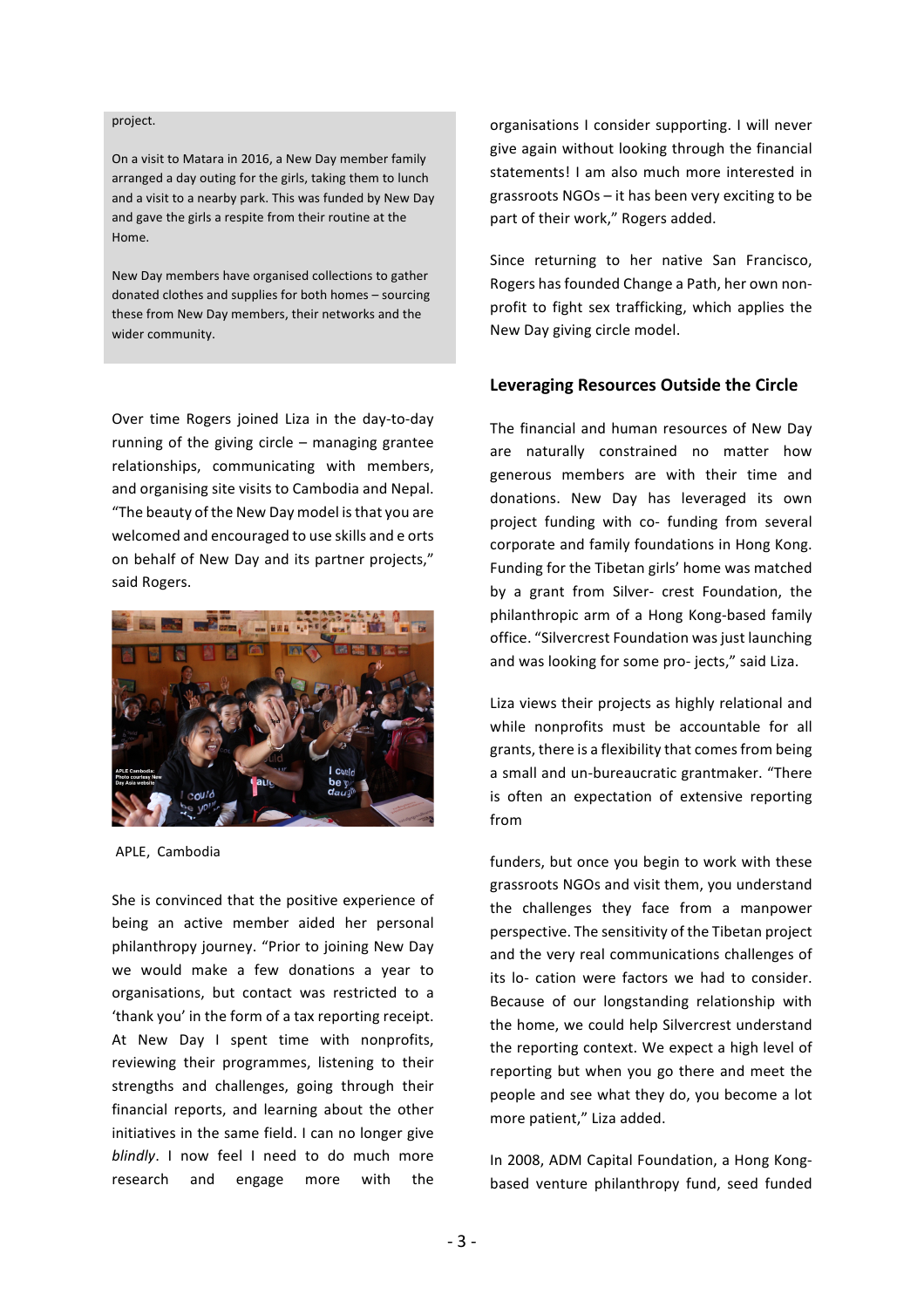project.

On a visit to Matara in 2016, a New Day member family arranged a day outing for the girls, taking them to lunch and a visit to a nearby park. This was funded by New Day and gave the girls a respite from their routine at the Home.

New Day members have organised collections to gather donated clothes and supplies for both homes – sourcing these from New Day members, their networks and the wider community.

Over time Rogers joined Liza in the day-to-day running of the giving circle – managing grantee relationships, communicating with members, and organising site visits to Cambodia and Nepal. "The beauty of the New Day model is that you are welcomed and encouraged to use skills and e orts on behalf of New Day and its partner projects," said Rogers.

APLE, Cambodia

She is convinced that the positive experience of being an active member aided her personal philanthropy journey. "Prior to joining New Day we would make a few donations a year to organisations, but contact was restricted to a 'thank you' in the form of a tax reporting receipt. At New Day I spent time with nonprofits, reviewing their programmes, listening to their strengths and challenges, going through their financial reports, and learning about the other initiatives in the same field. I can no longer give *blindly*. I now feel I need to do much more research and engage more with the organisations I consider supporting. I will never give again without looking through the financial statements! I am also much more interested in grassroots NGOs – it has been very exciting to be part of their work," Rogers added.

Since returning to her native San Francisco, Rogers has founded Change a Path, her own non-profit to fight sex trafficking, which applies the New Day giving circle model.

## Leveraging Resources Outside the Circle

The financial and human resources of New Day are naturally constrained no matter how generous members are with their time and donations. New Day has leveraged its own project funding with co- funding from several corporate and family foundations in Hong Kong. Funding for the Tibetan girls' home was matched by a grant from Silver- crest Foundation, the philanthropic arm of a Hong Kong-based family office. "Silvercrest Foundation was just launching and was looking for some pro- jects," said Liza.

Liza views their projects as highly relational and while nonprofits must be accountable for all grants, there is a flexibility that comes from being a small and un-bureaucratic grantmaker. "There is often an expectation of extensive reporting from funders, but once you begin to work with these grassroots NGOs and visit them, you understand the challenges they face from a manpower perspective. The sensitivity of the Tibetan project and the very real communications challenges of its lo- cation were factors we had to consider. Because of our longstanding relationship with the home, we could help Silvercrest understand the reporting context. We expect a high level of reporting but when you go there and meet the people and see what they do, you become a lot more patient," Liza added.

In 2008, ADM Capital Foundation, a Hong Kong-based venture philanthropy fund, seed funded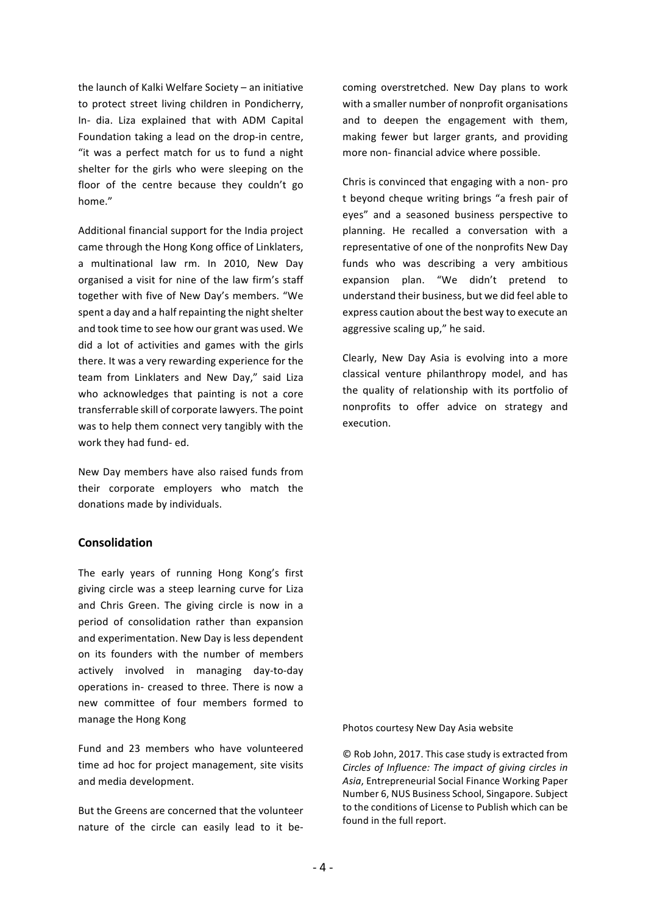the launch of Kalki Welfare Society – an initiative to protect street living children in Pondicherry, In- dia. Liza explained that with ADM Capital Foundation taking a lead on the drop-in centre, "it was a perfect match for us to fund a night shelter for the girls who were sleeping on the floor of the centre because they couldn't go home."

Additional financial support for the India project came through the Hong Kong office of Linklaters, a multinational law rm. In 2010, New Day organised a visit for nine of the law firm's staff together with five of New Day's members. "We spent a day and a half repainting the night shelter and took time to see how our grant was used. We did a lot of activities and games with the girls there. It was a very rewarding experience for the team from Linklaters and New Day," said Liza who acknowledges that painting is not a core transferrable skill of corporate lawyers. The point was to help them connect very tangibly with the work they had fund- ed.

New Day members have also raised funds from their corporate employers who match the donations made by individuals.

## Consolidation

The early years of running Hong Kong's first giving circle was a steep learning curve for Liza and Chris Green. The giving circle is now in a period of consolidation rather than expansion and experimentation. New Day is less dependent on its founders with the number of members actively involved in managing day-to-day operations in- creased to three. There is now a new committee of four members formed to manage the Hong Kong

Fund and 23 members who have volunteered time ad hoc for project management, site visits and media development.

But the Greens are concerned that the volunteer nature of the circle can easily lead to it be- coming overstretched. New Day plans to work with a smaller number of nonprofit organisations and to deepen the engagement with them, making fewer but larger grants, and providing more non- financial advice where possible.

Chris is convinced that engaging with a non- pro t beyond cheque writing brings "a fresh pair of eyes" and a seasoned business perspective to planning. He recalled a conversation with a representative of one of the nonprofits New Day funds who was describing a very ambitious expansion plan. "We didn't pretend to understand their business, but we did feel able to express caution about the best way to execute an aggressive scaling up," he said.

Clearly, New Day Asia is evolving into a more classical venture philanthropy model, and has the quality of relationship with its portfolio of nonprofits to offer advice on strategy and execution.

Photos courtesy New Day Asia website

© Rob John, 2017. This case study is extracted from *Circles of Influence: The impact of giving circles in Asia*, Entrepreneurial Social Finance Working Paper Number 6, NUS Business School, Singapore. Subject to the conditions of License to Publish which can be found in the full report.